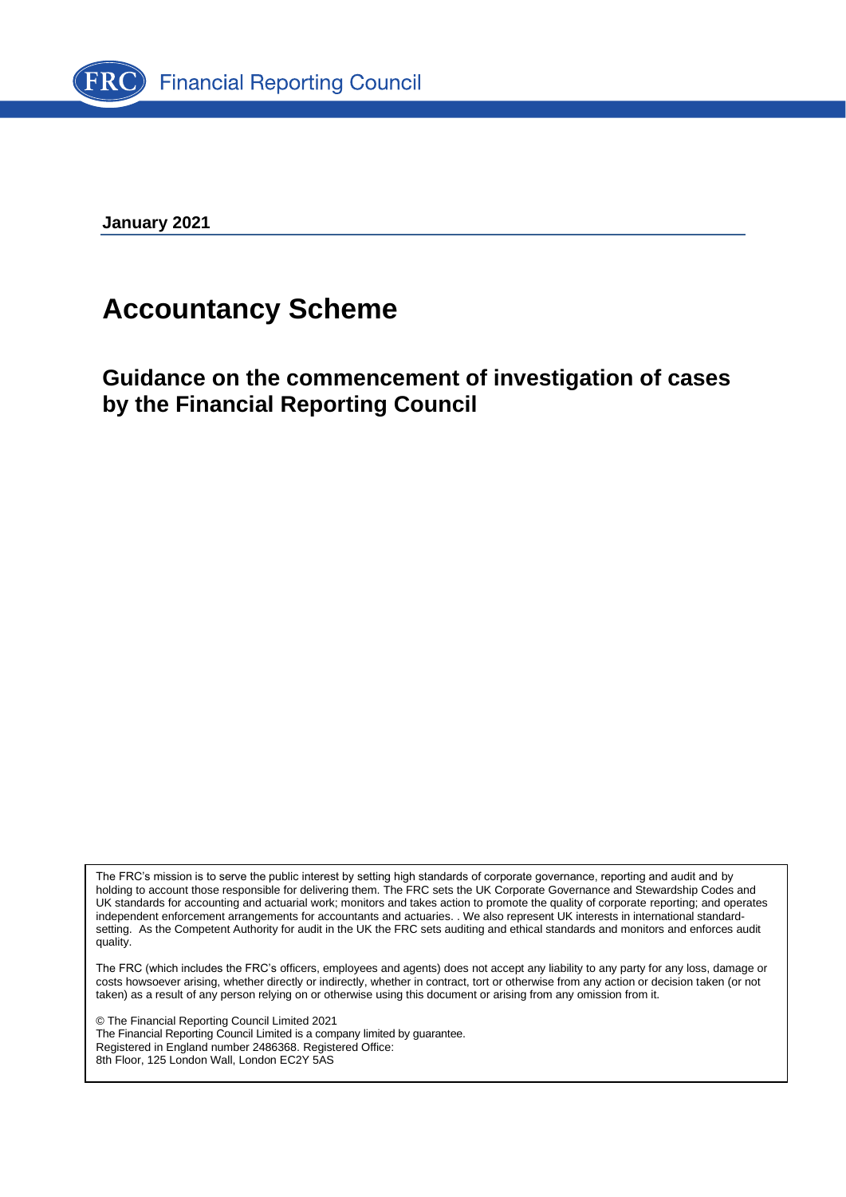Financial Reporting Council

**January 2021**

# Accountancy Scheme

## Guidance on the commencement of investigation of cases by the Financial Reporting Council

The FRC's mission is to serve the public interest by setting high standards of corporate governance, reporting and audit and by holding to account those responsible for delivering them. The FRC sets the UK Corporate Governance and Stewardship Codes and UK standards for accounting and actuarial work; monitors and takes action to promote the quality of corporate reporting; and operates independent enforcement arrangements for accountants and actuaries. . We also represent UK interests in international standard-setting. As the Competent Authority for audit in the UK the FRC sets auditing and ethical standards and monitors and enforces audit quality.

The FRC (which includes the FRC's officers, employees and agents) does not accept any liability to any party for any loss, damage or costs howsoever arising, whether directly or indirectly, whether in contract, tort or otherwise from any action or decision taken (or not taken) as a result of any person relying on or otherwise using this document or arising from any omission from it.

© The Financial Reporting Council Limited 2021
The Financial Reporting Council Limited is a company limited by guarantee.
Registered in England number 2486368. Registered Office:
8th Floor, 125 London Wall, London EC2Y 5AS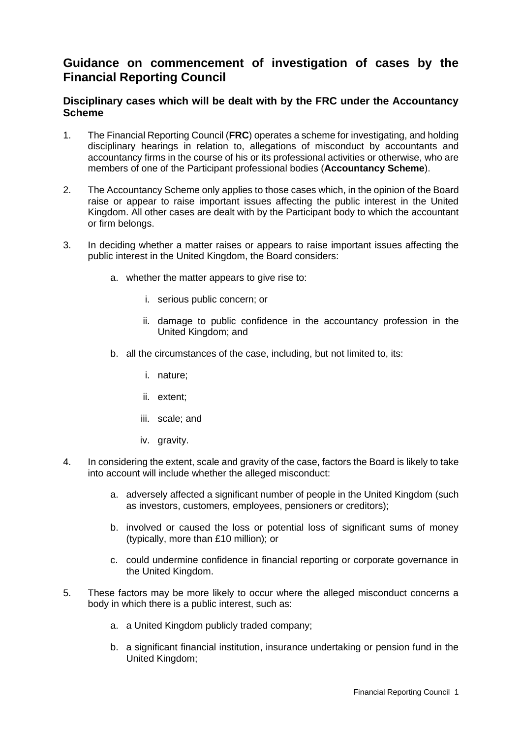## Guidance on commencement of investigation of cases by the Financial Reporting Council

### Disciplinary cases which will be dealt with by the FRC under the Accountancy Scheme

1. The Financial Reporting Council (**FRC**) operates a scheme for investigating, and holding disciplinary hearings in relation to, allegations of misconduct by accountants and accountancy firms in the course of his or its professional activities or otherwise, who are members of one of the Participant professional bodies (**Accountancy Scheme**).

2. The Accountancy Scheme only applies to those cases which, in the opinion of the Board raise or appear to raise important issues affecting the public interest in the United Kingdom. All other cases are dealt with by the Participant body to which the accountant or firm belongs.

3. In deciding whether a matter raises or appears to raise important issues affecting the public interest in the United Kingdom, the Board considers:

    a. whether the matter appears to give rise to:

        i. serious public concern; or

        ii. damage to public confidence in the accountancy profession in the United Kingdom; and

    b. all the circumstances of the case, including, but not limited to, its:

        i. nature;

        ii. extent;

        iii. scale; and

        iv. gravity.

4. In considering the extent, scale and gravity of the case, factors the Board is likely to take into account will include whether the alleged misconduct:

    a. adversely affected a significant number of people in the United Kingdom (such as investors, customers, employees, pensioners or creditors);

    b. involved or caused the loss or potential loss of significant sums of money (typically, more than £10 million); or

    c. could undermine confidence in financial reporting or corporate governance in the United Kingdom.

5. These factors may be more likely to occur where the alleged misconduct concerns a body in which there is a public interest, such as:

    a. a United Kingdom publicly traded company;

    b. a significant financial institution, insurance undertaking or pension fund in the United Kingdom;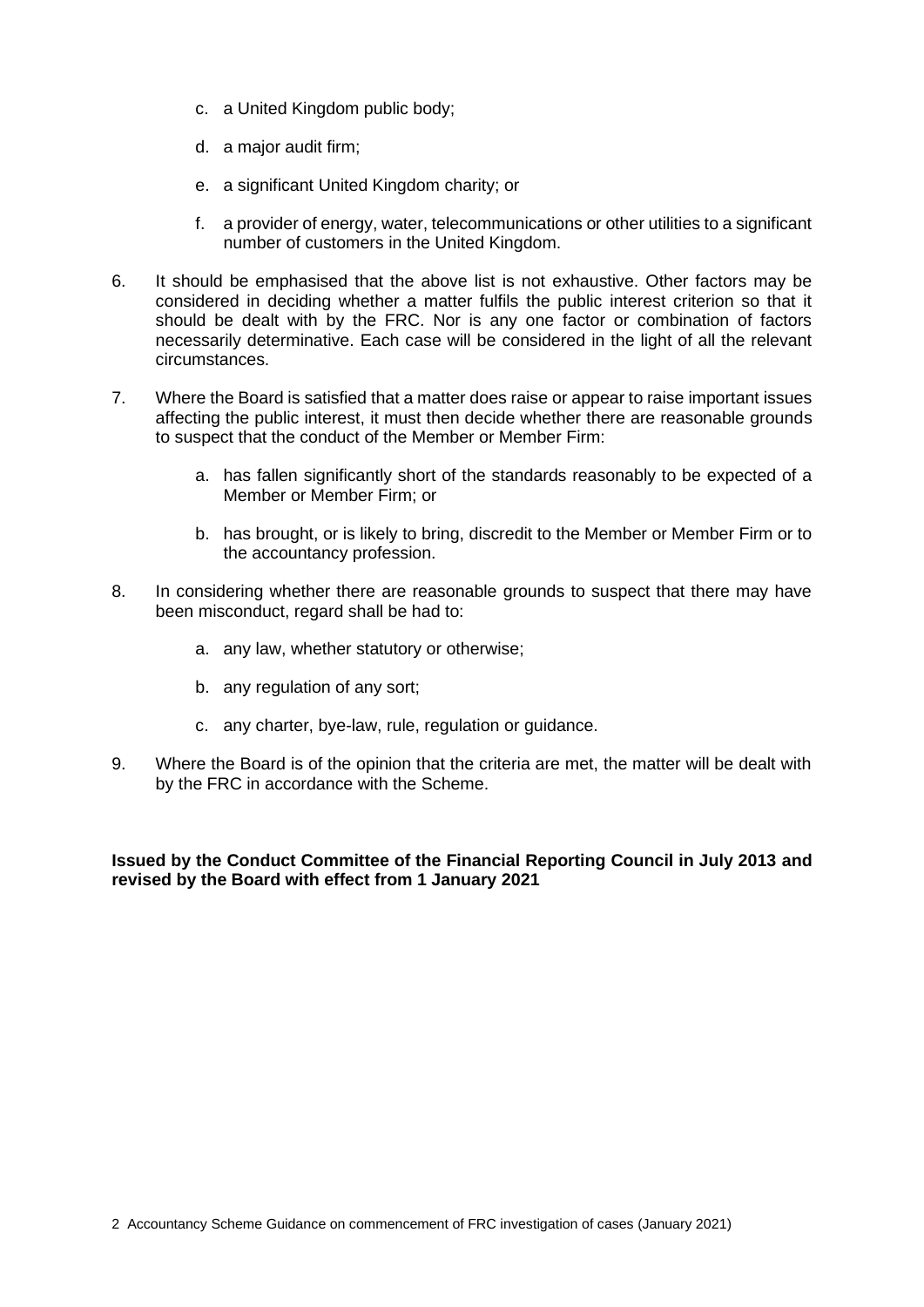c. a United Kingdom public body;

d. a major audit firm;

e. a significant United Kingdom charity; or

f. a provider of energy, water, telecommunications or other utilities to a significant number of customers in the United Kingdom.

6. It should be emphasised that the above list is not exhaustive. Other factors may be considered in deciding whether a matter fulfils the public interest criterion so that it should be dealt with by the FRC. Nor is any one factor or combination of factors necessarily determinative. Each case will be considered in the light of all the relevant circumstances.

7. Where the Board is satisfied that a matter does raise or appear to raise important issues affecting the public interest, it must then decide whether there are reasonable grounds to suspect that the conduct of the Member or Member Firm:

   a. has fallen significantly short of the standards reasonably to be expected of a Member or Member Firm; or

   b. has brought, or is likely to bring, discredit to the Member or Member Firm or to the accountancy profession.

8. In considering whether there are reasonable grounds to suspect that there may have been misconduct, regard shall be had to:

   a. any law, whether statutory or otherwise;

   b. any regulation of any sort;

   c. any charter, bye-law, rule, regulation or guidance.

9. Where the Board is of the opinion that the criteria are met, the matter will be dealt with by the FRC in accordance with the Scheme.

**Issued by the Conduct Committee of the Financial Reporting Council in July 2013 and revised by the Board with effect from 1 January 2021**